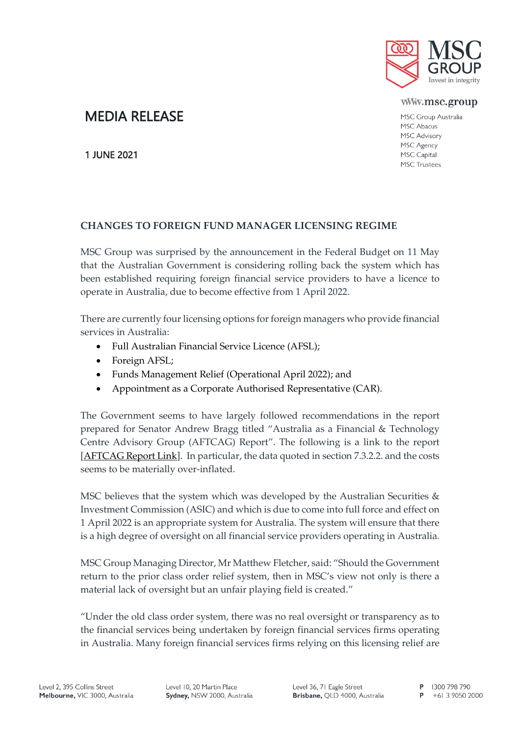MSC GROUP
Invest in integrity

www.msc.group

MSC Group Australia
MSC Abacus
MSC Advisory
MSC Agency
MSC Capital
MSC Trustees

# MEDIA RELEASE

1 JUNE 2021

## CHANGES TO FOREIGN FUND MANAGER LICENSING REGIME

MSC Group was surprised by the announcement in the Federal Budget on 11 May that the Australian Government is considering rolling back the system which has been established requiring foreign financial service providers to have a licence to operate in Australia, due to become effective from 1 April 2022.

There are currently four licensing options for foreign managers who provide financial services in Australia:

- Full Australian Financial Service Licence (AFSL);
- Foreign AFSL;
- Funds Management Relief (Operational April 2022); and
- Appointment as a Corporate Authorised Representative (CAR).

The Government seems to have largely followed recommendations in the report prepared for Senator Andrew Bragg titled "Australia as a Financial & Technology Centre Advisory Group (AFTCAG) Report". The following is a link to the report [AFTCAG Report Link]. In particular, the data quoted in section 7.3.2.2. and the costs seems to be materially over-inflated.

MSC believes that the system which was developed by the Australian Securities & Investment Commission (ASIC) and which is due to come into full force and effect on 1 April 2022 is an appropriate system for Australia. The system will ensure that there is a high degree of oversight on all financial service providers operating in Australia.

MSC Group Managing Director, Mr Matthew Fletcher, said: "Should the Government return to the prior class order relief system, then in MSC's view not only is there a material lack of oversight but an unfair playing field is created."

"Under the old class order system, there was no real oversight or transparency as to the financial services being undertaken by foreign financial services firms operating in Australia. Many foreign financial services firms relying on this licensing relief are

Level 2, 395 Collins Street
**Melbourne,** VIC 3000, Australia

Level 10, 20 Martin Place
**Sydney,** NSW 2000, Australia

Level 36, 71 Eagle Street
**Brisbane,** QLD 4000, Australia

**P** 1300 798 790
**P** +61 3 9050 2000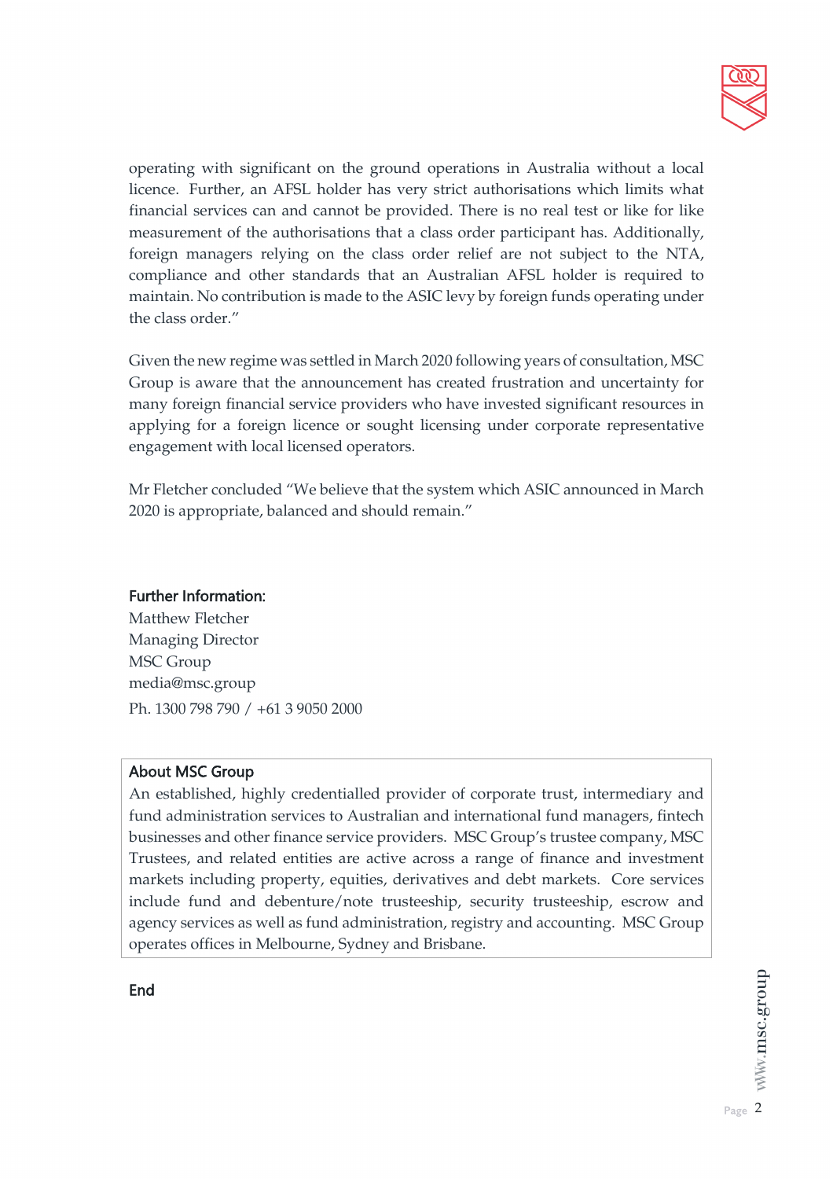operating with significant on the ground operations in Australia without a local licence. Further, an AFSL holder has very strict authorisations which limits what financial services can and cannot be provided. There is no real test or like for like measurement of the authorisations that a class order participant has. Additionally, foreign managers relying on the class order relief are not subject to the NTA, compliance and other standards that an Australian AFSL holder is required to maintain. No contribution is made to the ASIC levy by foreign funds operating under the class order."

Given the new regime was settled in March 2020 following years of consultation, MSC Group is aware that the announcement has created frustration and uncertainty for many foreign financial service providers who have invested significant resources in applying for a foreign licence or sought licensing under corporate representative engagement with local licensed operators.

Mr Fletcher concluded "We believe that the system which ASIC announced in March 2020 is appropriate, balanced and should remain."

**Further Information:**
Matthew Fletcher
Managing Director
MSC Group
media@msc.group
Ph. 1300 798 790 / +61 3 9050 2000

**About MSC Group**
An established, highly credentialled provider of corporate trust, intermediary and fund administration services to Australian and international fund managers, fintech businesses and other finance service providers. MSC Group's trustee company, MSC Trustees, and related entities are active across a range of finance and investment markets including property, equities, derivatives and debt markets. Core services include fund and debenture/note trusteeship, security trusteeship, escrow and agency services as well as fund administration, registry and accounting. MSC Group operates offices in Melbourne, Sydney and Brisbane.

**End**